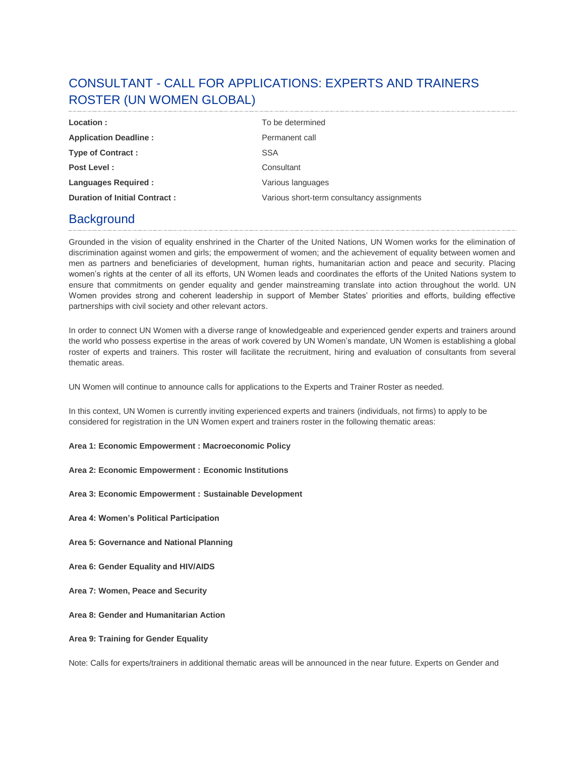# CONSULTANT - CALL FOR APPLICATIONS: EXPERTS AND TRAINERS ROSTER (UN WOMEN GLOBAL)

| | |
|---|---|
| **Location :** | To be determined |
| **Application Deadline :** | Permanent call |
| **Type of Contract :** | SSA |
| **Post Level :** | Consultant |
| **Languages Required :** | Various languages |
| **Duration of Initial Contract :** | Various short-term consultancy assignments |

## Background

Grounded in the vision of equality enshrined in the Charter of the United Nations, UN Women works for the elimination of discrimination against women and girls; the empowerment of women; and the achievement of equality between women and men as partners and beneficiaries of development, human rights, humanitarian action and peace and security. Placing women's rights at the center of all its efforts, UN Women leads and coordinates the efforts of the United Nations system to ensure that commitments on gender equality and gender mainstreaming translate into action throughout the world. UN Women provides strong and coherent leadership in support of Member States' priorities and efforts, building effective partnerships with civil society and other relevant actors.

In order to connect UN Women with a diverse range of knowledgeable and experienced gender experts and trainers around the world who possess expertise in the areas of work covered by UN Women's mandate, UN Women is establishing a global roster of experts and trainers. This roster will facilitate the recruitment, hiring and evaluation of consultants from several thematic areas.

UN Women will continue to announce calls for applications to the Experts and Trainer Roster as needed.

In this context, UN Women is currently inviting experienced experts and trainers (individuals, not firms) to apply to be considered for registration in the UN Women expert and trainers roster in the following thematic areas:

**Area 1: Economic Empowerment : Macroeconomic Policy**

**Area 2: Economic Empowerment : Economic Institutions**

**Area 3: Economic Empowerment : Sustainable Development**

**Area 4: Women's Political Participation**

**Area 5: Governance and National Planning**

**Area 6: Gender Equality and HIV/AIDS**

**Area 7: Women, Peace and Security**

**Area 8: Gender and Humanitarian Action**

**Area 9: Training for Gender Equality**

Note: Calls for experts/trainers in additional thematic areas will be announced in the near future. Experts on Gender and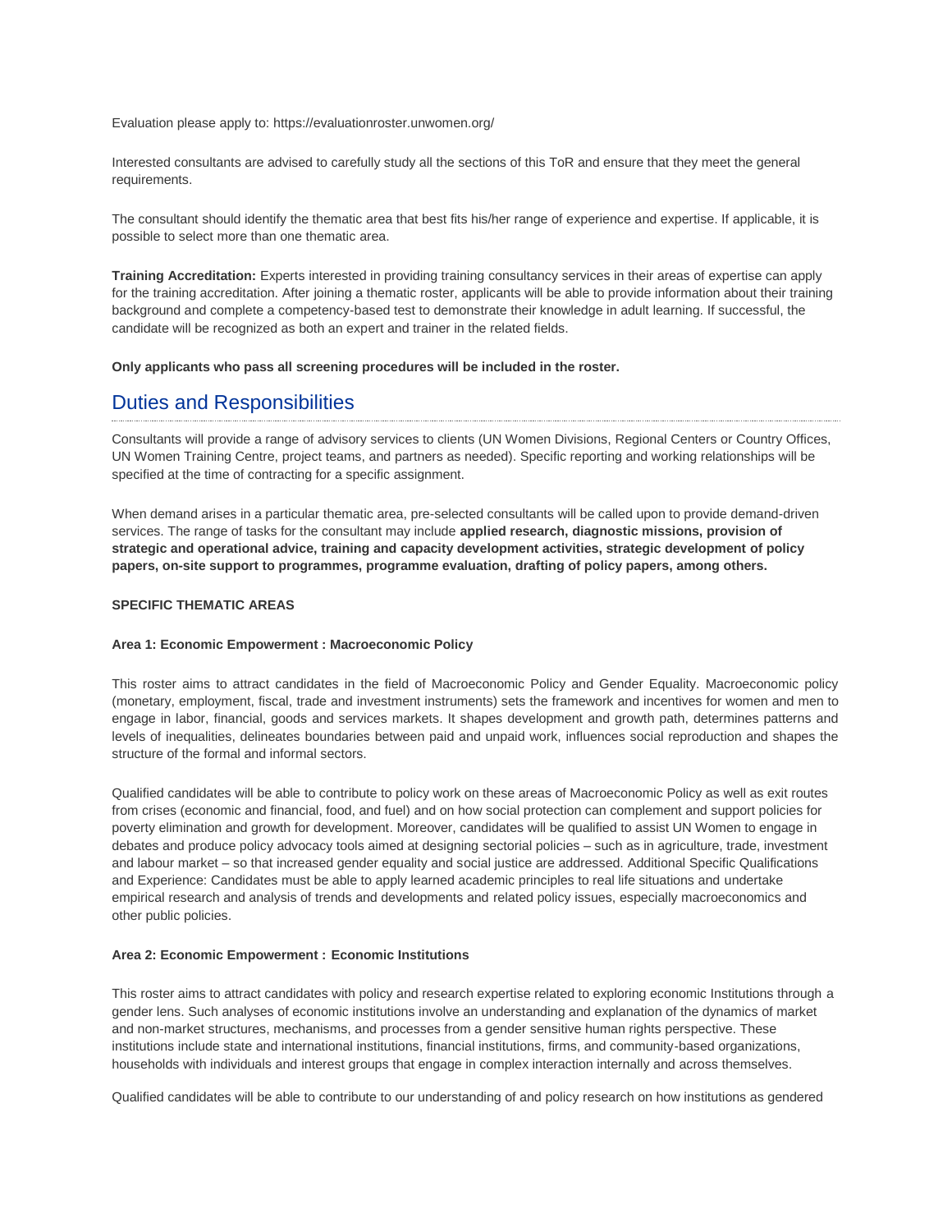Evaluation please apply to: https://evaluationroster.unwomen.org/

Interested consultants are advised to carefully study all the sections of this ToR and ensure that they meet the general requirements.

The consultant should identify the thematic area that best fits his/her range of experience and expertise. If applicable, it is possible to select more than one thematic area.

**Training Accreditation:** Experts interested in providing training consultancy services in their areas of expertise can apply for the training accreditation. After joining a thematic roster, applicants will be able to provide information about their training background and complete a competency-based test to demonstrate their knowledge in adult learning. If successful, the candidate will be recognized as both an expert and trainer in the related fields.

**Only applicants who pass all screening procedures will be included in the roster.**

## Duties and Responsibilities

Consultants will provide a range of advisory services to clients (UN Women Divisions, Regional Centers or Country Offices, UN Women Training Centre, project teams, and partners as needed). Specific reporting and working relationships will be specified at the time of contracting for a specific assignment.

When demand arises in a particular thematic area, pre-selected consultants will be called upon to provide demand-driven services. The range of tasks for the consultant may include **applied research, diagnostic missions, provision of strategic and operational advice, training and capacity development activities, strategic development of policy papers, on-site support to programmes, programme evaluation, drafting of policy papers, among others.**

**SPECIFIC THEMATIC AREAS**

**Area 1: Economic Empowerment : Macroeconomic Policy**

This roster aims to attract candidates in the field of Macroeconomic Policy and Gender Equality. Macroeconomic policy (monetary, employment, fiscal, trade and investment instruments) sets the framework and incentives for women and men to engage in labor, financial, goods and services markets. It shapes development and growth path, determines patterns and levels of inequalities, delineates boundaries between paid and unpaid work, influences social reproduction and shapes the structure of the formal and informal sectors.

Qualified candidates will be able to contribute to policy work on these areas of Macroeconomic Policy as well as exit routes from crises (economic and financial, food, and fuel) and on how social protection can complement and support policies for poverty elimination and growth for development. Moreover, candidates will be qualified to assist UN Women to engage in debates and produce policy advocacy tools aimed at designing sectorial policies – such as in agriculture, trade, investment and labour market – so that increased gender equality and social justice are addressed. Additional Specific Qualifications and Experience: Candidates must be able to apply learned academic principles to real life situations and undertake empirical research and analysis of trends and developments and related policy issues, especially macroeconomics and other public policies.

**Area 2: Economic Empowerment : Economic Institutions**

This roster aims to attract candidates with policy and research expertise related to exploring economic Institutions through a gender lens. Such analyses of economic institutions involve an understanding and explanation of the dynamics of market and non-market structures, mechanisms, and processes from a gender sensitive human rights perspective. These institutions include state and international institutions, financial institutions, firms, and community-based organizations, households with individuals and interest groups that engage in complex interaction internally and across themselves.

Qualified candidates will be able to contribute to our understanding of and policy research on how institutions as gendered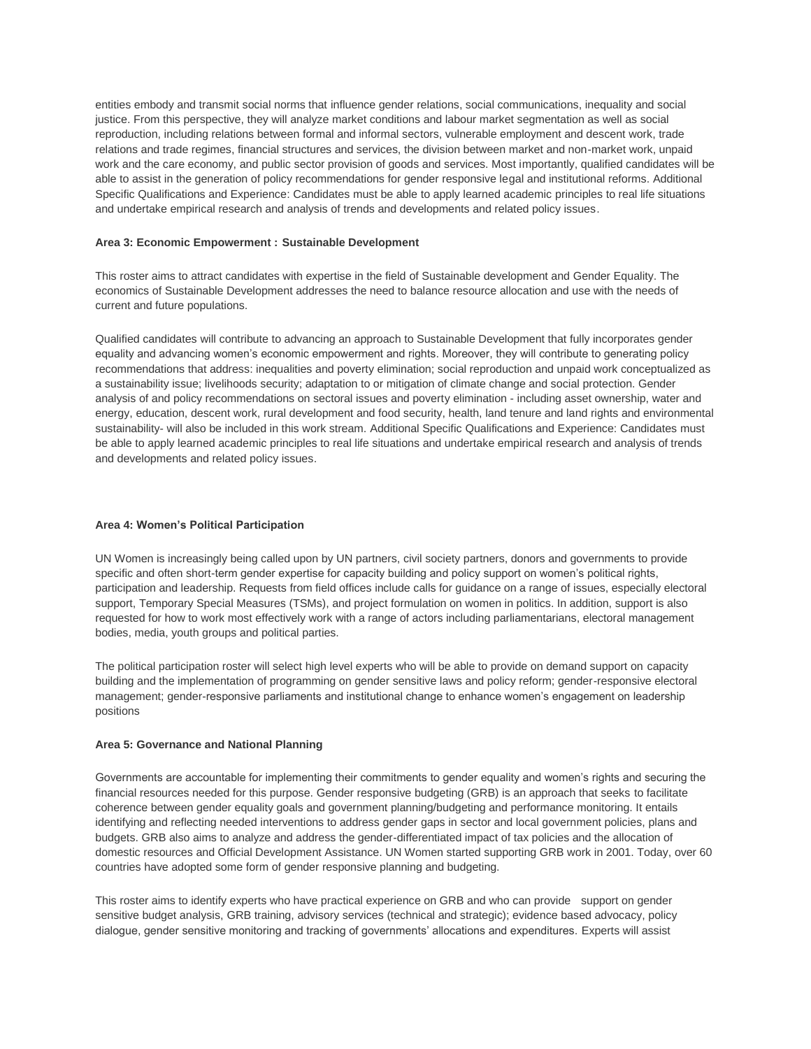entities embody and transmit social norms that influence gender relations, social communications, inequality and social justice. From this perspective, they will analyze market conditions and labour market segmentation as well as social reproduction, including relations between formal and informal sectors, vulnerable employment and descent work, trade relations and trade regimes, financial structures and services, the division between market and non-market work, unpaid work and the care economy, and public sector provision of goods and services. Most importantly, qualified candidates will be able to assist in the generation of policy recommendations for gender responsive legal and institutional reforms. Additional Specific Qualifications and Experience: Candidates must be able to apply learned academic principles to real life situations and undertake empirical research and analysis of trends and developments and related policy issues.

**Area 3: Economic Empowerment : Sustainable Development**

This roster aims to attract candidates with expertise in the field of Sustainable development and Gender Equality. The economics of Sustainable Development addresses the need to balance resource allocation and use with the needs of current and future populations.

Qualified candidates will contribute to advancing an approach to Sustainable Development that fully incorporates gender equality and advancing women's economic empowerment and rights. Moreover, they will contribute to generating policy recommendations that address: inequalities and poverty elimination; social reproduction and unpaid work conceptualized as a sustainability issue; livelihoods security; adaptation to or mitigation of climate change and social protection. Gender analysis of and policy recommendations on sectoral issues and poverty elimination - including asset ownership, water and energy, education, descent work, rural development and food security, health, land tenure and land rights and environmental sustainability- will also be included in this work stream. Additional Specific Qualifications and Experience: Candidates must be able to apply learned academic principles to real life situations and undertake empirical research and analysis of trends and developments and related policy issues.

**Area 4: Women's Political Participation**

UN Women is increasingly being called upon by UN partners, civil society partners, donors and governments to provide specific and often short-term gender expertise for capacity building and policy support on women's political rights, participation and leadership. Requests from field offices include calls for guidance on a range of issues, especially electoral support, Temporary Special Measures (TSMs), and project formulation on women in politics. In addition, support is also requested for how to work most effectively work with a range of actors including parliamentarians, electoral management bodies, media, youth groups and political parties.

The political participation roster will select high level experts who will be able to provide on demand support on capacity building and the implementation of programming on gender sensitive laws and policy reform; gender-responsive electoral management; gender-responsive parliaments and institutional change to enhance women's engagement on leadership positions

**Area 5: Governance and National Planning**

Governments are accountable for implementing their commitments to gender equality and women's rights and securing the financial resources needed for this purpose. Gender responsive budgeting (GRB) is an approach that seeks to facilitate coherence between gender equality goals and government planning/budgeting and performance monitoring. It entails identifying and reflecting needed interventions to address gender gaps in sector and local government policies, plans and budgets. GRB also aims to analyze and address the gender-differentiated impact of tax policies and the allocation of domestic resources and Official Development Assistance. UN Women started supporting GRB work in 2001. Today, over 60 countries have adopted some form of gender responsive planning and budgeting.

This roster aims to identify experts who have practical experience on GRB and who can provide support on gender sensitive budget analysis, GRB training, advisory services (technical and strategic); evidence based advocacy, policy dialogue, gender sensitive monitoring and tracking of governments' allocations and expenditures. Experts will assist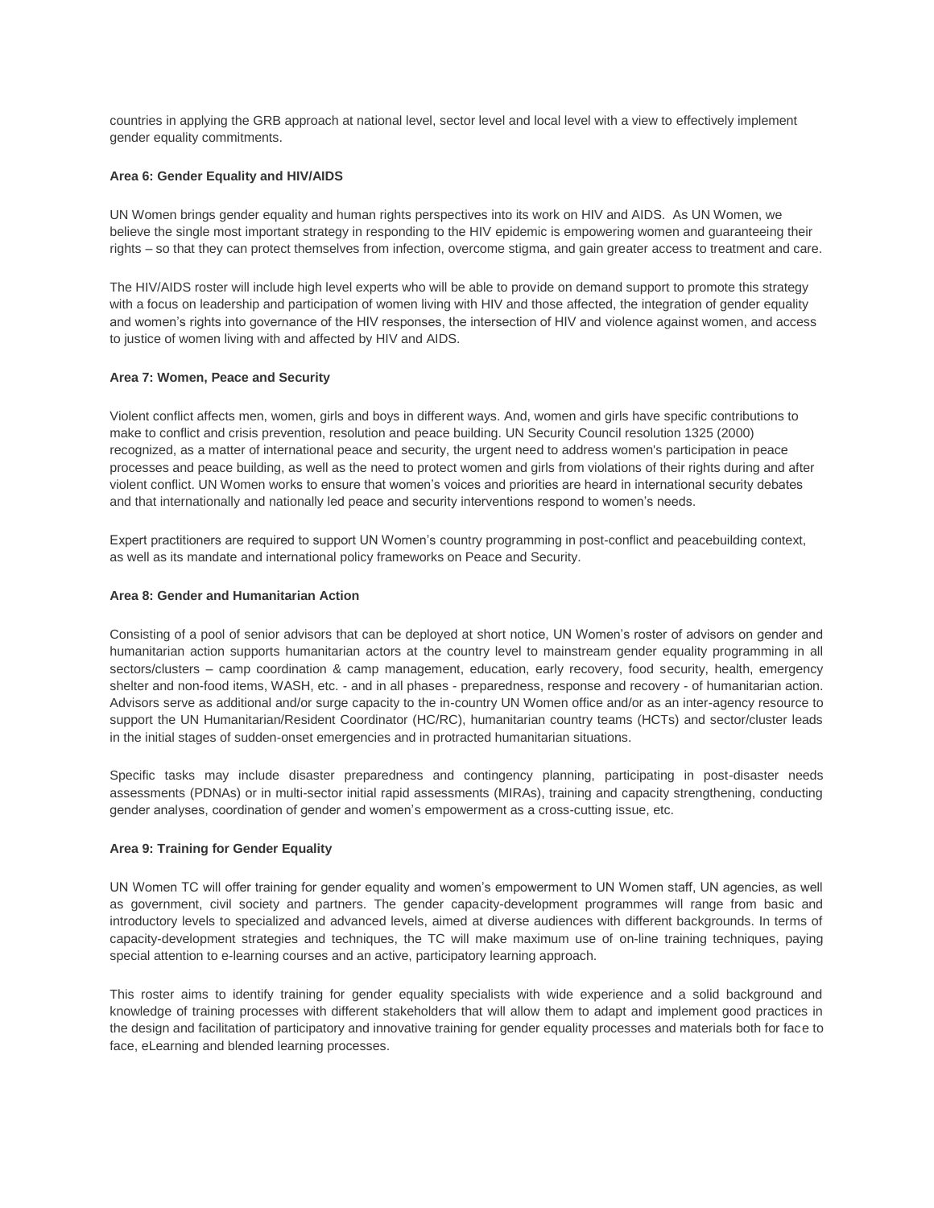countries in applying the GRB approach at national level, sector level and local level with a view to effectively implement gender equality commitments.

**Area 6: Gender Equality and HIV/AIDS**

UN Women brings gender equality and human rights perspectives into its work on HIV and AIDS. As UN Women, we believe the single most important strategy in responding to the HIV epidemic is empowering women and guaranteeing their rights – so that they can protect themselves from infection, overcome stigma, and gain greater access to treatment and care.

The HIV/AIDS roster will include high level experts who will be able to provide on demand support to promote this strategy with a focus on leadership and participation of women living with HIV and those affected, the integration of gender equality and women's rights into governance of the HIV responses, the intersection of HIV and violence against women, and access to justice of women living with and affected by HIV and AIDS.

**Area 7: Women, Peace and Security**

Violent conflict affects men, women, girls and boys in different ways. And, women and girls have specific contributions to make to conflict and crisis prevention, resolution and peace building. UN Security Council resolution 1325 (2000) recognized, as a matter of international peace and security, the urgent need to address women's participation in peace processes and peace building, as well as the need to protect women and girls from violations of their rights during and after violent conflict. UN Women works to ensure that women's voices and priorities are heard in international security debates and that internationally and nationally led peace and security interventions respond to women's needs.

Expert practitioners are required to support UN Women's country programming in post-conflict and peacebuilding context, as well as its mandate and international policy frameworks on Peace and Security.

**Area 8: Gender and Humanitarian Action**

Consisting of a pool of senior advisors that can be deployed at short notice, UN Women's roster of advisors on gender and humanitarian action supports humanitarian actors at the country level to mainstream gender equality programming in all sectors/clusters – camp coordination & camp management, education, early recovery, food security, health, emergency shelter and non-food items, WASH, etc. - and in all phases - preparedness, response and recovery - of humanitarian action. Advisors serve as additional and/or surge capacity to the in-country UN Women office and/or as an inter-agency resource to support the UN Humanitarian/Resident Coordinator (HC/RC), humanitarian country teams (HCTs) and sector/cluster leads in the initial stages of sudden-onset emergencies and in protracted humanitarian situations.

Specific tasks may include disaster preparedness and contingency planning, participating in post-disaster needs assessments (PDNAs) or in multi-sector initial rapid assessments (MIRAs), training and capacity strengthening, conducting gender analyses, coordination of gender and women's empowerment as a cross-cutting issue, etc.

**Area 9: Training for Gender Equality**

UN Women TC will offer training for gender equality and women's empowerment to UN Women staff, UN agencies, as well as government, civil society and partners. The gender capacity-development programmes will range from basic and introductory levels to specialized and advanced levels, aimed at diverse audiences with different backgrounds. In terms of capacity-development strategies and techniques, the TC will make maximum use of on-line training techniques, paying special attention to e-learning courses and an active, participatory learning approach.

This roster aims to identify training for gender equality specialists with wide experience and a solid background and knowledge of training processes with different stakeholders that will allow them to adapt and implement good practices in the design and facilitation of participatory and innovative training for gender equality processes and materials both for face to face, eLearning and blended learning processes.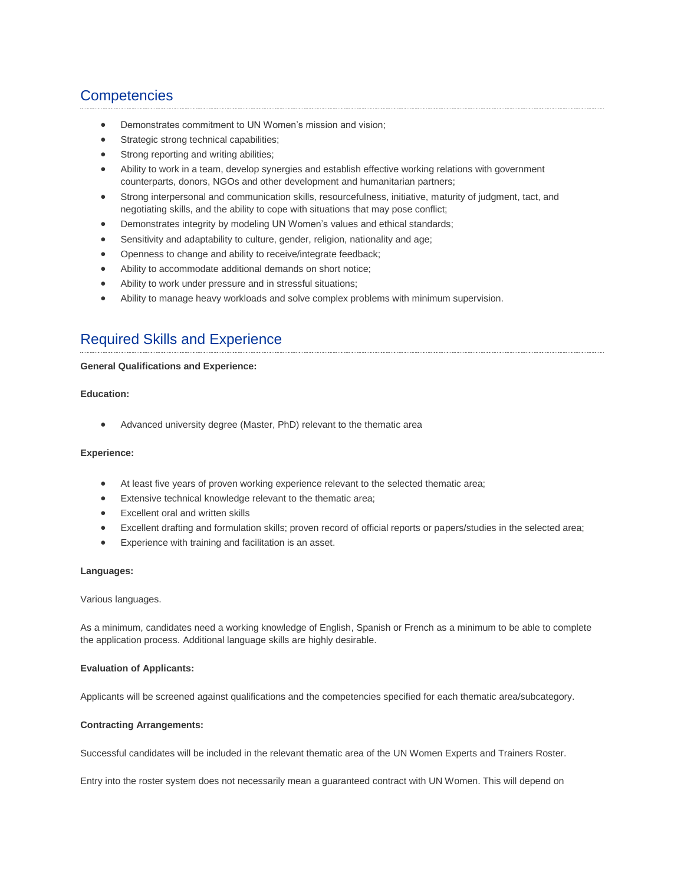## Competencies

- Demonstrates commitment to UN Women's mission and vision;
- Strategic strong technical capabilities;
- Strong reporting and writing abilities;
- Ability to work in a team, develop synergies and establish effective working relations with government counterparts, donors, NGOs and other development and humanitarian partners;
- Strong interpersonal and communication skills, resourcefulness, initiative, maturity of judgment, tact, and negotiating skills, and the ability to cope with situations that may pose conflict;
- Demonstrates integrity by modeling UN Women's values and ethical standards;
- Sensitivity and adaptability to culture, gender, religion, nationality and age;
- Openness to change and ability to receive/integrate feedback;
- Ability to accommodate additional demands on short notice;
- Ability to work under pressure and in stressful situations;
- Ability to manage heavy workloads and solve complex problems with minimum supervision.

## Required Skills and Experience

**General Qualifications and Experience:**

**Education:**

- Advanced university degree (Master, PhD) relevant to the thematic area

**Experience:**

- At least five years of proven working experience relevant to the selected thematic area;
- Extensive technical knowledge relevant to the thematic area;
- Excellent oral and written skills
- Excellent drafting and formulation skills; proven record of official reports or papers/studies in the selected area;
- Experience with training and facilitation is an asset.

**Languages:**

Various languages.

As a minimum, candidates need a working knowledge of English, Spanish or French as a minimum to be able to complete the application process. Additional language skills are highly desirable.

**Evaluation of Applicants:**

Applicants will be screened against qualifications and the competencies specified for each thematic area/subcategory.

**Contracting Arrangements:**

Successful candidates will be included in the relevant thematic area of the UN Women Experts and Trainers Roster.

Entry into the roster system does not necessarily mean a guaranteed contract with UN Women. This will depend on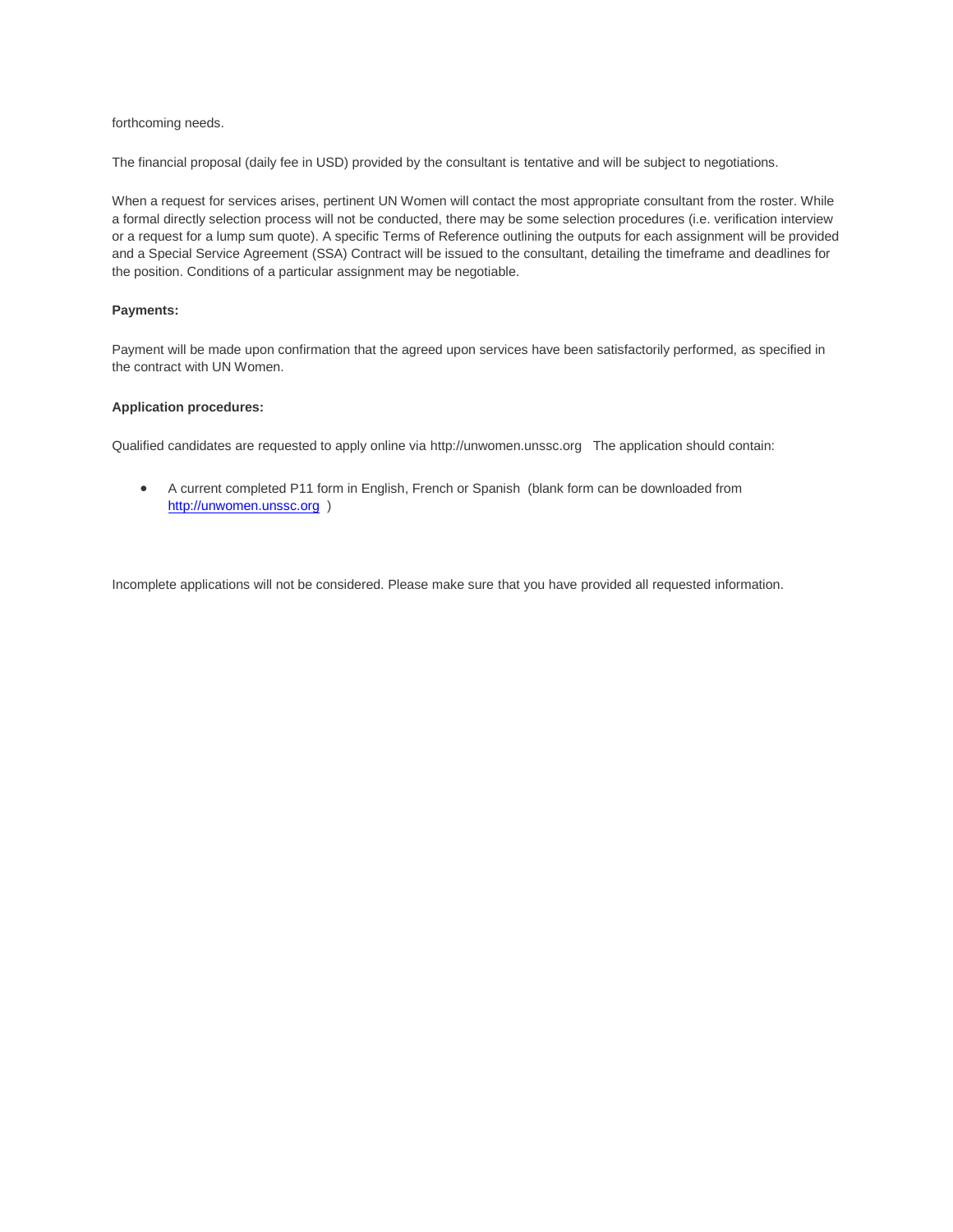forthcoming needs.

The financial proposal (daily fee in USD) provided by the consultant is tentative and will be subject to negotiations.

When a request for services arises, pertinent UN Women will contact the most appropriate consultant from the roster. While a formal directly selection process will not be conducted, there may be some selection procedures (i.e. verification interview or a request for a lump sum quote). A specific Terms of Reference outlining the outputs for each assignment will be provided and a Special Service Agreement (SSA) Contract will be issued to the consultant, detailing the timeframe and deadlines for the position. Conditions of a particular assignment may be negotiable.

**Payments:**

Payment will be made upon confirmation that the agreed upon services have been satisfactorily performed, as specified in the contract with UN Women.

**Application procedures:**

Qualified candidates are requested to apply online via http://unwomen.unssc.org The application should contain:

- A current completed P11 form in English, French or Spanish (blank form can be downloaded from [http://unwomen.unssc.org](http://unwomen.unssc.org) )

Incomplete applications will not be considered. Please make sure that you have provided all requested information.